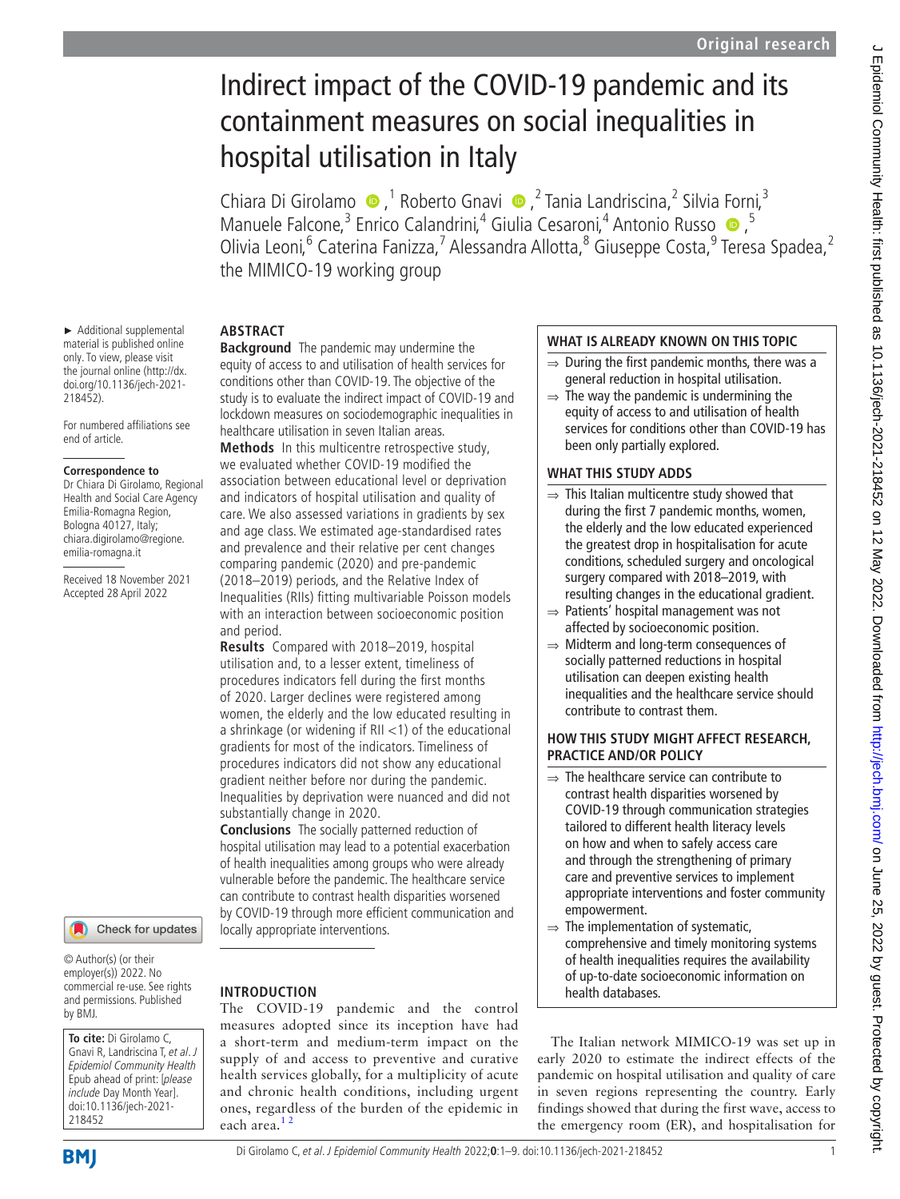Original research

# Indirect impact of the COVID-19 pandemic and its containment measures on social inequalities in hospital utilisation in Italy

Chiara Di Girolamo,[1] Roberto Gnavi,[2] Tania Landriscina,[2] Silvia Forni,[3] Manuele Falcone,[3] Enrico Calandrini,[4] Giulia Cesaroni,[4] Antonio Russo,[5] Olivia Leoni,[6] Caterina Fanizza,[7] Alessandra Allotta,[8] Giuseppe Costa,[9] Teresa Spadea,[2] the MIMICO-19 working group

► Additional supplemental material is published online only. To view, please visit the journal online (http://dx.doi.org/10.1136/jech-2021-218452).

For numbered affiliations see end of article.

**Correspondence to**
Dr Chiara Di Girolamo, Regional Health and Social Care Agency Emilia-Romagna Region, Bologna 40127, Italy; chiara.digirolamo@regione.emilia-romagna.it

Received 18 November 2021
Accepted 28 April 2022

© Author(s) (or their employer(s)) 2022. No commercial re-use. See rights and permissions. Published by BMJ.

**To cite:** Di Girolamo C, Gnavi R, Landriscina T, et al. *J Epidemiol Community Health* Epub ahead of print: [*please include* Day Month Year]. doi:10.1136/jech-2021-218452

## ABSTRACT

**Background** The pandemic may undermine the equity of access to and utilisation of health services for conditions other than COVID-19. The objective of the study is to evaluate the indirect impact of COVID-19 and lockdown measures on sociodemographic inequalities in healthcare utilisation in seven Italian areas.

**Methods** In this multicentre retrospective study, we evaluated whether COVID-19 modified the association between educational level or deprivation and indicators of hospital utilisation and quality of care. We also assessed variations in gradients by sex and age class. We estimated age-standardised rates and prevalence and their relative per cent changes comparing pandemic (2020) and pre-pandemic (2018–2019) periods, and the Relative Index of Inequalities (RIIs) fitting multivariable Poisson models with an interaction between socioeconomic position and period.

**Results** Compared with 2018–2019, hospital utilisation and, to a lesser extent, timeliness of procedures indicators fell during the first months of 2020. Larger declines were registered among women, the elderly and the low educated resulting in a shrinkage (or widening if RII <1) of the educational gradients for most of the indicators. Timeliness of procedures indicators did not show any educational gradient neither before nor during the pandemic. Inequalities by deprivation were nuanced and did not substantially change in 2020.

**Conclusions** The socially patterned reduction of hospital utilisation may lead to a potential exacerbation of health inequalities among groups who were already vulnerable before the pandemic. The healthcare service can contribute to contrast health disparities worsened by COVID-19 through more efficient communication and locally appropriate interventions.

## WHAT IS ALREADY KNOWN ON THIS TOPIC

⇒ During the first pandemic months, there was a general reduction in hospital utilisation.

⇒ The way the pandemic is undermining the equity of access to and utilisation of health services for conditions other than COVID-19 has been only partially explored.

## WHAT THIS STUDY ADDS

⇒ This Italian multicentre study showed that during the first 7 pandemic months, women, the elderly and the low educated experienced the greatest drop in hospitalisation for acute conditions, scheduled surgery and oncological surgery compared with 2018–2019, with resulting changes in the educational gradient.

⇒ Patients' hospital management was not affected by socioeconomic position.

⇒ Midterm and long-term consequences of socially patterned reductions in hospital utilisation can deepen existing health inequalities and the healthcare service should contribute to contrast them.

## HOW THIS STUDY MIGHT AFFECT RESEARCH, PRACTICE AND/OR POLICY

⇒ The healthcare service can contribute to contrast health disparities worsened by COVID-19 through communication strategies tailored to different health literacy levels on how and when to safely access care and through the strengthening of primary care and preventive services to implement appropriate interventions and foster community empowerment.

⇒ The implementation of systematic, comprehensive and timely monitoring systems of health inequalities requires the availability of up-to-date socioeconomic information on health databases.

## INTRODUCTION

The COVID-19 pandemic and the control measures adopted since its inception have had a short-term and medium-term impact on the supply of and access to preventive and curative health services globally, for a multiplicity of acute and chronic health conditions, including urgent ones, regardless of the burden of the epidemic in each area.[1,2]

The Italian network MIMICO-19 was set up in early 2020 to estimate the indirect effects of the pandemic on hospital utilisation and quality of care in seven regions representing the country. Early findings showed that during the first wave, access to the emergency room (ER), and hospitalisation for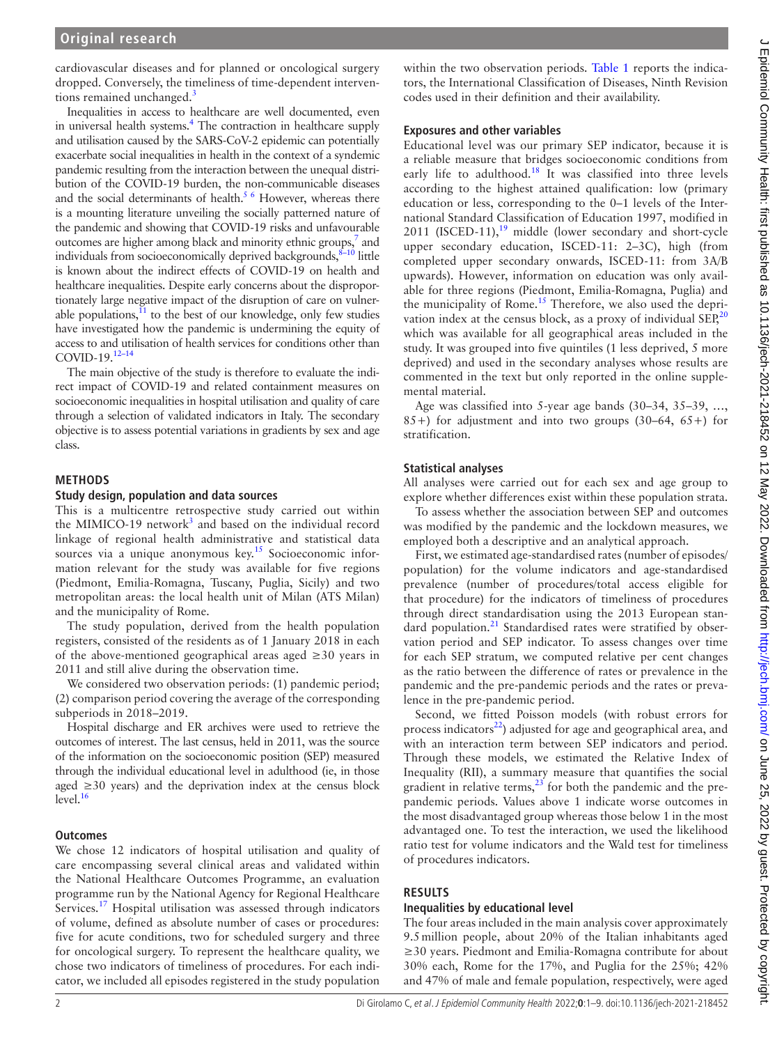cardiovascular diseases and for planned or oncological surgery dropped. Conversely, the timeliness of time-dependent interventions remained unchanged.[3]

Inequalities in access to healthcare are well documented, even in universal health systems.[4] The contraction in healthcare supply and utilisation caused by the SARS-CoV-2 epidemic can potentially exacerbate social inequalities in health in the context of a syndemic pandemic resulting from the interaction between the unequal distribution of the COVID-19 burden, the non-communicable diseases and the social determinants of health.[5 6] However, whereas there is a mounting literature unveiling the socially patterned nature of the pandemic and showing that COVID-19 risks and unfavourable outcomes are higher among black and minority ethnic groups,[7] and individuals from socioeconomically deprived backgrounds,[8–10] little is known about the indirect effects of COVID-19 on health and healthcare inequalities. Despite early concerns about the disproportionately large negative impact of the disruption of care on vulnerable populations,[11] to the best of our knowledge, only few studies have investigated how the pandemic is undermining the equity of access to and utilisation of health services for conditions other than COVID-19.[12–14]

The main objective of the study is therefore to evaluate the indirect impact of COVID-19 and related containment measures on socioeconomic inequalities in hospital utilisation and quality of care through a selection of validated indicators in Italy. The secondary objective is to assess potential variations in gradients by sex and age class.

## METHODS

### Study design, population and data sources

This is a multicentre retrospective study carried out within the MIMICO-19 network[3] and based on the individual record linkage of regional health administrative and statistical data sources via a unique anonymous key.[15] Socioeconomic information relevant for the study was available for five regions (Piedmont, Emilia-Romagna, Tuscany, Puglia, Sicily) and two metropolitan areas: the local health unit of Milan (ATS Milan) and the municipality of Rome.

The study population, derived from the health population registers, consisted of the residents as of 1 January 2018 in each of the above-mentioned geographical areas aged ≥30 years in 2011 and still alive during the observation time.

We considered two observation periods: (1) pandemic period; (2) comparison period covering the average of the corresponding subperiods in 2018–2019.

Hospital discharge and ER archives were used to retrieve the outcomes of interest. The last census, held in 2011, was the source of the information on the socioeconomic position (SEP) measured through the individual educational level in adulthood (ie, in those aged ≥30 years) and the deprivation index at the census block level.[16]

### Outcomes

We chose 12 indicators of hospital utilisation and quality of care encompassing several clinical areas and validated within the National Healthcare Outcomes Programme, an evaluation programme run by the National Agency for Regional Healthcare Services.[17] Hospital utilisation was assessed through indicators of volume, defined as absolute number of cases or procedures: five for acute conditions, two for scheduled surgery and three for oncological surgery. To represent the healthcare quality, we chose two indicators of timeliness of procedures. For each indicator, we included all episodes registered in the study population within the two observation periods. Table 1 reports the indicators, the International Classification of Diseases, Ninth Revision codes used in their definition and their availability.

### Exposures and other variables

Educational level was our primary SEP indicator, because it is a reliable measure that bridges socioeconomic conditions from early life to adulthood.[18] It was classified into three levels according to the highest attained qualification: low (primary education or less, corresponding to the 0–1 levels of the International Standard Classification of Education 1997, modified in 2011 (ISCED-11),[19] middle (lower secondary and short-cycle upper secondary education, ISCED-11: 2–3C), high (from completed upper secondary onwards, ISCED-11: from 3A/B upwards). However, information on education was only available for three regions (Piedmont, Emilia-Romagna, Puglia) and the municipality of Rome.[15] Therefore, we also used the deprivation index at the census block, as a proxy of individual SEP,[20] which was available for all geographical areas included in the study. It was grouped into five quintiles (1 less deprived, 5 more deprived) and used in the secondary analyses whose results are commented in the text but only reported in the online supplemental material.

Age was classified into 5-year age bands (30–34, 35–39, …, 85+) for adjustment and into two groups (30–64, 65+) for stratification.

### Statistical analyses

All analyses were carried out for each sex and age group to explore whether differences exist within these population strata.

To assess whether the association between SEP and outcomes was modified by the pandemic and the lockdown measures, we employed both a descriptive and an analytical approach.

First, we estimated age-standardised rates (number of episodes/population) for the volume indicators and age-standardised prevalence (number of procedures/total access eligible for that procedure) for the indicators of timeliness of procedures through direct standardisation using the 2013 European standard population.[21] Standardised rates were stratified by observation period and SEP indicator. To assess changes over time for each SEP stratum, we computed relative per cent changes as the ratio between the difference of rates or prevalence in the pandemic and the pre-pandemic periods and the rates or prevalence in the pre-pandemic period.

Second, we fitted Poisson models (with robust errors for process indicators[22]) adjusted for age and geographical area, and with an interaction term between SEP indicators and period. Through these models, we estimated the Relative Index of Inequality (RII), a summary measure that quantifies the social gradient in relative terms,[23] for both the pandemic and the pre-pandemic periods. Values above 1 indicate worse outcomes in the most disadvantaged group whereas those below 1 in the most advantaged one. To test the interaction, we used the likelihood ratio test for volume indicators and the Wald test for timeliness of procedures indicators.

## RESULTS

### Inequalities by educational level

The four areas included in the main analysis cover approximately 9.5 million people, about 20% of the Italian inhabitants aged ≥30 years. Piedmont and Emilia-Romagna contribute for about 30% each, Rome for the 17%, and Puglia for the 25%; 42% and 47% of male and female population, respectively, were aged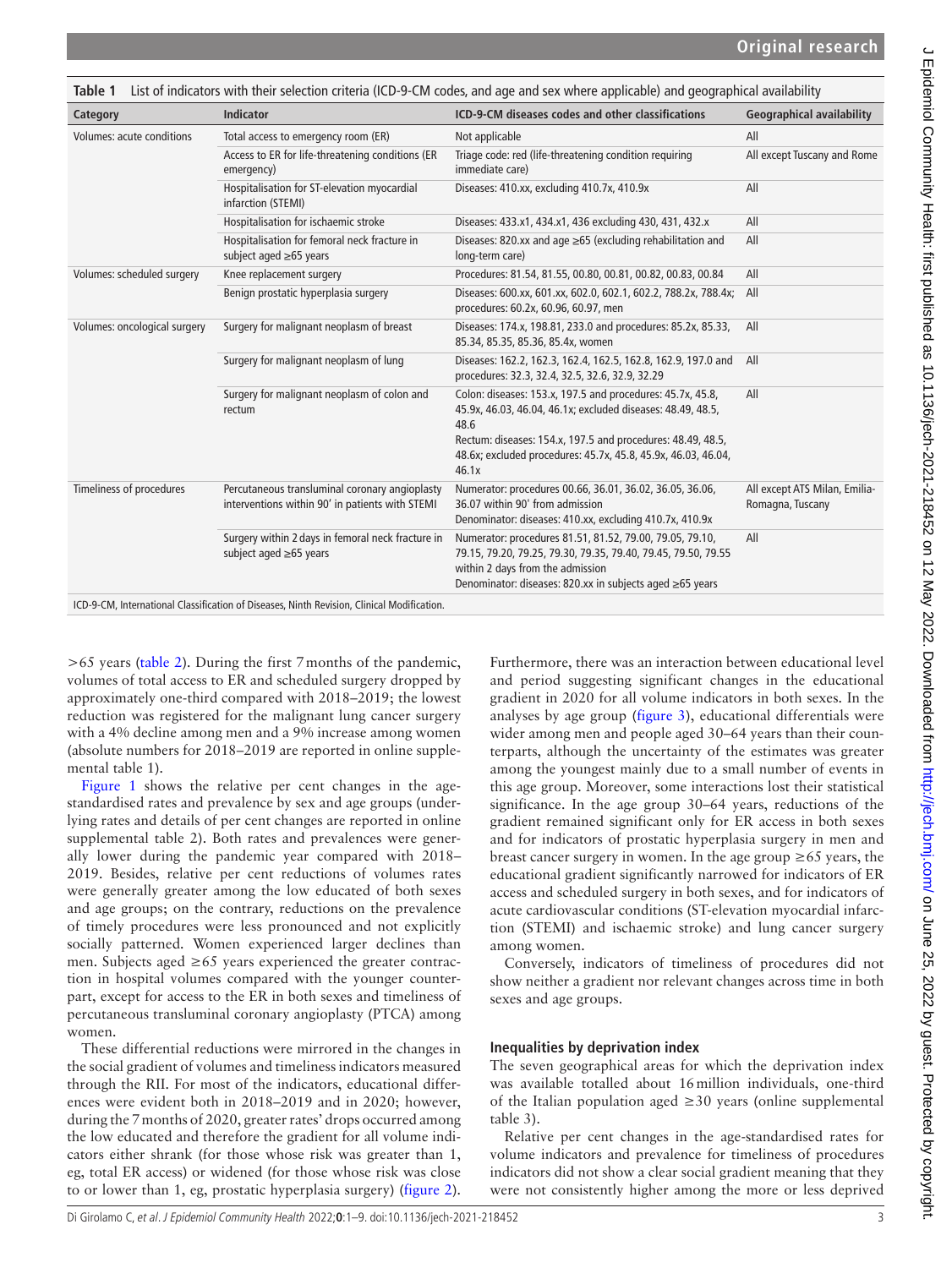**Table 1** List of indicators with their selection criteria (ICD-9-CM codes, and age and sex where applicable) and geographical availability

| Category | Indicator | ICD-9-CM diseases codes and other classifications | Geographical availability |
|---|---|---|---|
| Volumes: acute conditions | Total access to emergency room (ER) | Not applicable | All |
| | Access to ER for life-threatening conditions (ER emergency) | Triage code: red (life-threatening condition requiring immediate care) | All except Tuscany and Rome |
| | Hospitalisation for ST-elevation myocardial infarction (STEMI) | Diseases: 410.xx, excluding 410.7x, 410.9x | All |
| | Hospitalisation for ischaemic stroke | Diseases: 433.x1, 434.x1, 436 excluding 430, 431, 432.x | All |
| | Hospitalisation for femoral neck fracture in subject aged ≥65 years | Diseases: 820.xx and age ≥65 (excluding rehabilitation and long-term care) | All |
| Volumes: scheduled surgery | Knee replacement surgery | Procedures: 81.54, 81.55, 00.80, 00.81, 00.82, 00.83, 00.84 | All |
| | Benign prostatic hyperplasia surgery | Diseases: 600.xx, 601.xx, 602.0, 602.1, 602.2, 788.2x, 788.4x; procedures: 60.2x, 60.96, 60.97, men | All |
| Volumes: oncological surgery | Surgery for malignant neoplasm of breast | Diseases: 174.x, 198.81, 233.0 and procedures: 85.2x, 85.33, 85.34, 85.35, 85.36, 85.4x, women | All |
| | Surgery for malignant neoplasm of lung | Diseases: 162.2, 162.3, 162.4, 162.5, 162.8, 162.9, 197.0 and procedures: 32.3, 32.4, 32.5, 32.6, 32.9, 32.29 | All |
| | Surgery for malignant neoplasm of colon and rectum | Colon: diseases: 153.x, 197.5 and procedures: 45.7x, 45.8, 45.9x, 46.03, 46.04, 46.1x; excluded diseases: 48.49, 48.5, 48.6<br>Rectum: diseases: 154.x, 197.5 and procedures: 48.49, 48.5, 48.6x; excluded procedures: 45.7x, 45.8, 45.9x, 46.03, 46.04, 46.1x | All |
| Timeliness of procedures | Percutaneous transluminal coronary angioplasty interventions within 90' in patients with STEMI | Numerator: procedures 00.66, 36.01, 36.02, 36.05, 36.06, 36.07 within 90' from admission<br>Denominator: diseases: 410.xx, excluding 410.7x, 410.9x | All except ATS Milan, Emilia-Romagna, Tuscany |
| | Surgery within 2 days in femoral neck fracture in subject aged ≥65 years | Numerator: procedures 81.51, 81.52, 79.00, 79.05, 79.10, 79.15, 79.20, 79.25, 79.30, 79.35, 79.40, 79.45, 79.50, 79.55 within 2 days from the admission<br>Denominator: diseases: 820.xx in subjects aged ≥65 years | All |

ICD-9-CM, International Classification of Diseases, Ninth Revision, Clinical Modification.

>65 years (table 2). During the first 7 months of the pandemic, volumes of total access to ER and scheduled surgery dropped by approximately one-third compared with 2018–2019; the lowest reduction was registered for the malignant lung cancer surgery with a 4% decline among men and a 9% increase among women (absolute numbers for 2018–2019 are reported in online supplemental table 1).

Figure 1 shows the relative per cent changes in the age-standardised rates and prevalence by sex and age groups (underlying rates and details of per cent changes are reported in online supplemental table 2). Both rates and prevalences were generally lower during the pandemic year compared with 2018–2019. Besides, relative per cent reductions of volumes rates were generally greater among the low educated of both sexes and age groups; on the contrary, reductions on the prevalence of timely procedures were less pronounced and not explicitly socially patterned. Women experienced larger declines than men. Subjects aged ≥65 years experienced the greater contraction in hospital volumes compared with the younger counterpart, except for access to the ER in both sexes and timeliness of percutaneous transluminal coronary angioplasty (PTCA) among women.

These differential reductions were mirrored in the changes in the social gradient of volumes and timeliness indicators measured through the RII. For most of the indicators, educational differences were evident both in 2018–2019 and in 2020; however, during the 7 months of 2020, greater rates' drops occurred among the low educated and therefore the gradient for all volume indicators either shrank (for those whose risk was greater than 1, eg, total ER access) or widened (for those whose risk was close to or lower than 1, eg, prostatic hyperplasia surgery) (figure 2). Furthermore, there was an interaction between educational level and period suggesting significant changes in the educational gradient in 2020 for all volume indicators in both sexes. In the analyses by age group (figure 3), educational differentials were wider among men and people aged 30–64 years than their counterparts, although the uncertainty of the estimates was greater among the youngest mainly due to a small number of events in this age group. Moreover, some interactions lost their statistical significance. In the age group 30–64 years, reductions of the gradient remained significant only for ER access in both sexes and for indicators of prostatic hyperplasia surgery in men and breast cancer surgery in women. In the age group ≥65 years, the educational gradient significantly narrowed for indicators of ER access and scheduled surgery in both sexes, and for indicators of acute cardiovascular conditions (ST-elevation myocardial infarction (STEMI) and ischaemic stroke) and lung cancer surgery among women.

Conversely, indicators of timeliness of procedures did not show neither a gradient nor relevant changes across time in both sexes and age groups.

### Inequalities by deprivation index

The seven geographical areas for which the deprivation index was available totalled about 16 million individuals, one-third of the Italian population aged ≥30 years (online supplemental table 3).

Relative per cent changes in the age-standardised rates for volume indicators and prevalence for timeliness of procedures indicators did not show a clear social gradient meaning that they were not consistently higher among the more or less deprived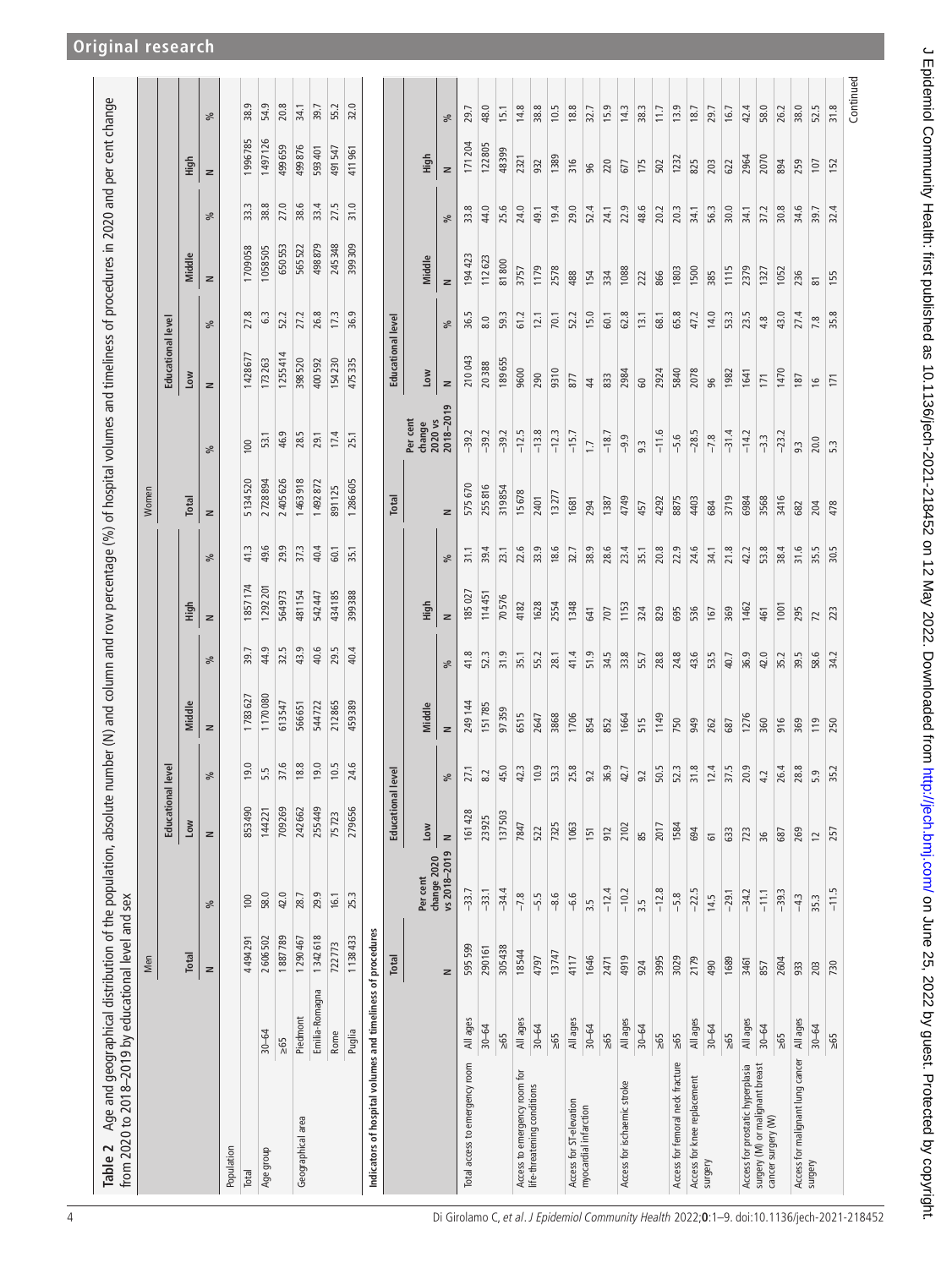**Table 2** Age and geographical distribution of the population, absolute number (N) and column and row percentage (%) of hospital volumes and timeliness of procedures in 2020 and per cent change from 2020 to 2018–2019 by educational level and sex

| | | Men | | | | | | | | Women | | | | | | | |
|---|---|---|---|---|---|---|---|---|---|---|---|---|---|---|---|---|---|
| | | | | Educational level | | | | | | | | Educational level | | | | | |
| | | Total | | Low | | Middle | | High | | Total | | Low | | Middle | | High | |
| | | N | % | N | % | N | % | N | % | N | % | N | % | N | % | N | % |
| Population | | | | | | | | | | | | | | | | | |
| Total | | 4494291 | 100 | 853490 | 19.0 | 1783627 | 39.7 | 1857174 | 41.3 | 5134520 | 100 | 1428677 | 27.8 | 1709058 | 33.3 | 1996785 | 38.9 |
| Age group | 30–64 | 2606502 | 58.0 | 144221 | 5.5 | 1170080 | 44.9 | 1292201 | 49.6 | 2728894 | 53.1 | 173263 | 6.3 | 1058505 | 38.8 | 1497126 | 54.9 |
| | ≥65 | 1887789 | 42.0 | 709269 | 37.6 | 613547 | 32.5 | 564973 | 29.9 | 2405626 | 46.9 | 1255414 | 52.2 | 650553 | 27.0 | 499659 | 20.8 |
| Geographical area | Piedmont | 1290467 | 28.7 | 242662 | 18.8 | 566651 | 43.9 | 481154 | 37.3 | 1463918 | 28.5 | 398520 | 27.2 | 565522 | 38.6 | 499876 | 34.1 |
| | Emilia-Romagna | 1342618 | 29.9 | 255449 | 19.0 | 544722 | 40.6 | 542447 | 40.4 | 1492872 | 29.1 | 400592 | 26.8 | 498879 | 33.4 | 593401 | 39.7 |
| | Rome | 722773 | 16.1 | 75723 | 10.5 | 212865 | 29.5 | 434185 | 60.1 | 891125 | 17.4 | 154230 | 17.3 | 245348 | 27.5 | 491547 | 55.2 |
| | Puglia | 1138433 | 25.3 | 279656 | 24.6 | 459389 | 40.4 | 399388 | 35.1 | 1286605 | 25.1 | 475335 | 36.9 | 399309 | 31.0 | 411961 | 32.0 |

**Indicators of hospital volumes and timeliness of procedures**

| | | Total | | Educational level | | | | | | Total | | Educational level | | | | | |
|---|---|---|---|---|---|---|---|---|---|---|---|---|---|---|---|---|---|
| | | | Per cent change 2020 vs 2018–2019 | Low | | Middle | | High | | | Per cent change 2020 vs 2018–2019 | Low | | Middle | | High | |
| | | N | | N | % | N | % | N | % | N | | N | % | N | % | N | % |
| Total access to emergency room | All ages | 595599 | −33.7 | 161428 | 27.1 | 249144 | 41.8 | 185027 | 31.1 | 575670 | −39.2 | 210043 | 36.5 | 194423 | 33.8 | 171204 | 29.7 |
| | 30–64 | 290161 | −33.1 | 23925 | 8.2 | 151785 | 52.3 | 114451 | 39.4 | 255816 | −39.2 | 20388 | 8.0 | 112623 | 44.0 | 122805 | 48.0 |
| | ≥65 | 305438 | −34.4 | 137503 | 45.0 | 97359 | 31.9 | 70576 | 23.1 | 319854 | −39.2 | 189655 | 59.3 | 81800 | 25.6 | 48399 | 15.1 |
| Access to emergency room for life-threatening conditions | All ages | 18544 | −7.8 | 7847 | 42.3 | 6515 | 35.1 | 4182 | 22.6 | 15678 | −12.5 | 9600 | 61.2 | 3757 | 24.0 | 2321 | 14.8 |
| | 30–64 | 4797 | −5.5 | 522 | 10.9 | 2647 | 55.2 | 1628 | 33.9 | 2401 | −13.8 | 290 | 12.1 | 1179 | 49.1 | 932 | 38.8 |
| | ≥65 | 13747 | −8.6 | 7325 | 53.3 | 3868 | 28.1 | 2554 | 18.6 | 13277 | −12.3 | 9310 | 70.1 | 2578 | 19.4 | 1389 | 10.5 |
| Access for ST-elevation myocardial infarction | All ages | 4117 | −6.6 | 1063 | 25.8 | 1706 | 41.4 | 1348 | 32.7 | 1681 | −15.7 | 877 | 52.2 | 488 | 29.0 | 316 | 18.8 |
| | 30–64 | 1646 | 3.5 | 151 | 9.2 | 854 | 51.9 | 641 | 38.9 | 294 | 1.7 | 44 | 15.0 | 154 | 52.4 | 96 | 32.7 |
| | ≥65 | 2471 | −12.4 | 912 | 36.9 | 852 | 34.5 | 707 | 28.6 | 1387 | −18.7 | 833 | 60.1 | 334 | 24.1 | 220 | 15.9 |
| Access for ischaemic stroke | All ages | 4919 | −10.2 | 2102 | 42.7 | 1664 | 33.8 | 1153 | 23.4 | 4749 | −9.9 | 2984 | 62.8 | 1088 | 22.9 | 677 | 14.3 |
| | 30–64 | 924 | 3.5 | 85 | 9.2 | 515 | 55.7 | 324 | 35.1 | 457 | 9.3 | 60 | 13.1 | 222 | 48.6 | 175 | 38.3 |
| | ≥65 | 3995 | −12.8 | 2017 | 50.5 | 1149 | 28.8 | 829 | 20.8 | 4292 | −11.6 | 2924 | 68.1 | 866 | 20.2 | 502 | 11.7 |
| Access for femoral neck fracture | ≥65 | 3029 | −5.8 | 1584 | 52.3 | 750 | 24.8 | 695 | 22.9 | 8875 | −5.6 | 5840 | 65.8 | 1803 | 20.3 | 1232 | 13.9 |
| Access for knee replacement surgery | All ages | 2179 | −22.5 | 694 | 31.8 | 949 | 43.6 | 536 | 24.6 | 4403 | −28.5 | 2078 | 47.2 | 1500 | 34.1 | 825 | 18.7 |
| | 30–64 | 490 | 14.5 | 61 | 12.4 | 262 | 53.5 | 167 | 34.1 | 684 | −7.8 | 96 | 14.0 | 385 | 56.3 | 203 | 29.7 |
| | ≥65 | 1689 | −29.1 | 633 | 37.5 | 687 | 40.7 | 369 | 21.8 | 3719 | −31.4 | 1982 | 53.3 | 1115 | 30.0 | 622 | 16.7 |
| Access for prostatic hyperplasia surgery (M) or malignant breast cancer surgery (W) | All ages | 3461 | −34.2 | 723 | 20.9 | 1276 | 36.9 | 1462 | 42.2 | 6984 | −14.2 | 1641 | 23.5 | 2379 | 34.1 | 2964 | 42.4 |
| | 30–64 | 857 | −11.1 | 36 | 4.2 | 360 | 42.0 | 461 | 53.8 | 3568 | −3.3 | 171 | 4.8 | 1327 | 37.2 | 2070 | 58.0 |
| | ≥65 | 2604 | −39.3 | 687 | 26.4 | 916 | 35.2 | 1001 | 38.4 | 3416 | −23.2 | 1470 | 43.0 | 1052 | 30.8 | 894 | 26.2 |
| Access for malignant lung cancer surgery | All ages | 933 | −4.3 | 269 | 28.8 | 369 | 39.5 | 295 | 31.6 | 682 | 9.3 | 187 | 27.4 | 236 | 34.6 | 259 | 38.0 |
| | 30–64 | 203 | 35.3 | 12 | 5.9 | 119 | 58.6 | 72 | 35.5 | 204 | 20.0 | 16 | 7.8 | 81 | 39.7 | 107 | 52.5 |
| | ≥65 | 730 | −11.5 | 257 | 35.2 | 250 | 34.2 | 223 | 30.5 | 478 | 5.3 | 171 | 35.8 | 155 | 32.4 | 152 | 31.8 |

Continued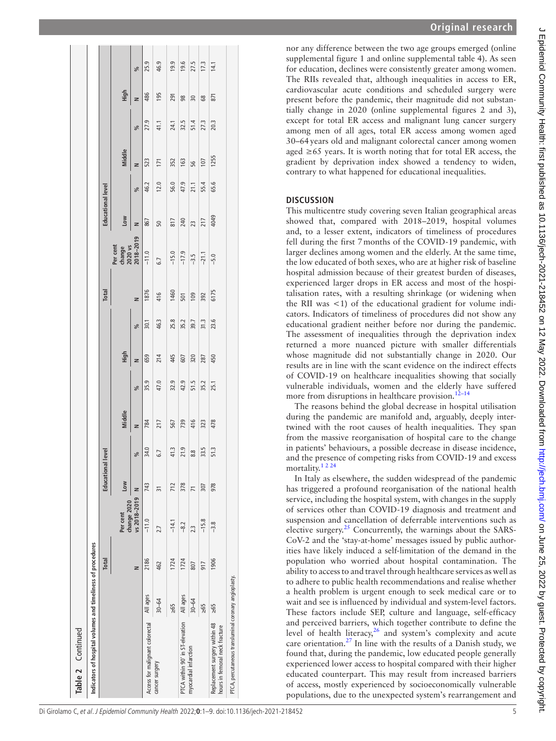**Table 2** Continued

**Indicators of hospital volumes and timeliness of procedures**

| | | Total | | Educational level | | | | | | Total | | Educational level | | | | | |
|---|---|---|---|---|---|---|---|---|---|---|---|---|---|---|---|---|---|
| | | | | Low | | Middle | | High | | | | Low | | Middle | | High | |
| | | N | Per cent change 2020 vs 2018–2019 | N | % | N | % | N | % | N | Per cent change 2020 vs 2018–2019 | N | % | N | % | N | % |
| Access for malignant colorectal cancer surgery | All ages | 2186 | −11.0 | 743 | 34.0 | 784 | 35.9 | 659 | 30.1 | 1876 | −11.0 | 867 | 46.2 | 523 | 27.9 | 486 | 25.9 |
| | 30–64 | 462 | 2.7 | 31 | 6.7 | 217 | 47.0 | 214 | 46.3 | 416 | 6.7 | 50 | 12.0 | 171 | 41.1 | 195 | 46.9 |
| | ≥65 | 1724 | −14.1 | 712 | 41.3 | 567 | 32.9 | 445 | 25.8 | 1460 | −15.0 | 817 | 56.0 | 352 | 24.1 | 291 | 19.9 |
| PTCA within 90′ in ST-elevation myocardial infarction | All ages | 1724 | −8.2 | 378 | 21.9 | 739 | 42.9 | 607 | 35.2 | 501 | −17.9 | 240 | 47.9 | 163 | 32.5 | 98 | 19.6 |
| | 30–64 | 807 | 2.3 | 71 | 8.8 | 416 | 51.5 | 320 | 39.7 | 109 | −3.5 | 23 | 21.1 | 56 | 51.4 | 30 | 27.5 |
| | ≥65 | 917 | −15.8 | 307 | 33.5 | 323 | 35.2 | 287 | 31.3 | 392 | −21.1 | 217 | 55.4 | 107 | 27.3 | 68 | 17.3 |
| Replacement surgery within 48 hours in femoral neck fracture | ≥65 | 1906 | −3.8 | 978 | 51.3 | 478 | 25.1 | 450 | 23.6 | 6175 | −5.0 | 4049 | 65.6 | 1255 | 20.3 | 871 | 14.1 |

PTCA, percutaneous transluminal coronary angioplasty.

nor any difference between the two age groups emerged (online supplemental figure 1 and online supplemental table 4). As seen for education, declines were consistently greater among women. The RIIs revealed that, although inequalities in access to ER, cardiovascular acute conditions and scheduled surgery were present before the pandemic, their magnitude did not substantially change in 2020 (online supplemental figures 2 and 3), except for total ER access and malignant lung cancer surgery among men of all ages, total ER access among women aged 30–64 years old and malignant colorectal cancer among women aged ≥65 years. It is worth noting that for total ER access, the gradient by deprivation index showed a tendency to widen, contrary to what happened for educational inequalities.

## DISCUSSION

This multicentre study covering seven Italian geographical areas showed that, compared with 2018–2019, hospital volumes and, to a lesser extent, indicators of timeliness of procedures fell during the first 7 months of the COVID-19 pandemic, with larger declines among women and the elderly. At the same time, the low educated of both sexes, who are at higher risk of baseline hospital admission because of their greatest burden of diseases, experienced larger drops in ER access and most of the hospitalisation rates, with a resulting shrinkage (or widening when the RII was <1) of the educational gradient for volume indicators. Indicators of timeliness of procedures did not show any educational gradient neither before nor during the pandemic. The assessment of inequalities through the deprivation index returned a more nuanced picture with smaller differentials whose magnitude did not substantially change in 2020. Our results are in line with the scant evidence on the indirect effects of COVID-19 on healthcare inequalities showing that socially vulnerable individuals, women and the elderly have suffered more from disruptions in healthcare provision.[12–14]

The reasons behind the global decrease in hospital utilisation during the pandemic are manifold and, arguably, deeply intertwined with the root causes of health inequalities. They span from the massive reorganisation of hospital care to the change in patients' behaviours, a possible decrease in disease incidence, and the presence of competing risks from COVID-19 and excess mortality.[1 2 24]

In Italy as elsewhere, the sudden widespread of the pandemic has triggered a profound reorganisation of the national health service, including the hospital system, with changes in the supply of services other than COVID-19 diagnosis and treatment and suspension and cancellation of deferrable interventions such as elective surgery.[25] Concurrently, the warnings about the SARS-CoV-2 and the 'stay-at-home' messages issued by public authorities have likely induced a self-limitation of the demand in the population who worried about hospital contamination. The ability to access to and travel through healthcare services as well as to adhere to public health recommendations and realise whether a health problem is urgent enough to seek medical care or to wait and see is influenced by individual and system-level factors. These factors include SEP, culture and language, self-efficacy and perceived barriers, which together contribute to define the level of health literacy,[26] and system's complexity and acute care orientation.[27] In line with the results of a Danish study, we found that, during the pandemic, low educated people generally experienced lower access to hospital compared with their higher educated counterpart. This may result from increased barriers of access, mostly experienced by socioeconomically vulnerable populations, due to the unexpected system's rearrangement and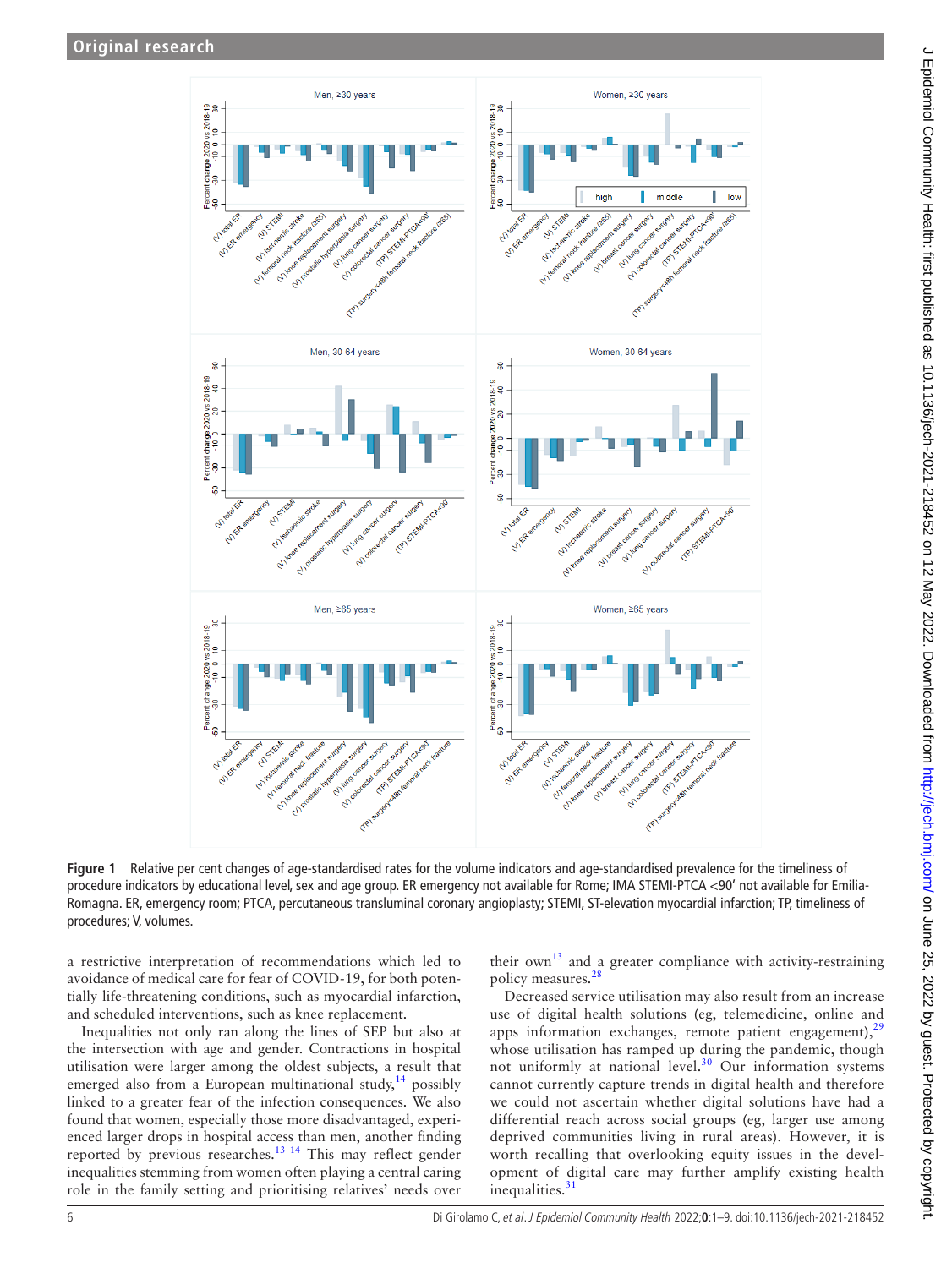Figure 1 Relative per cent changes of age-standardised rates for the volume indicators and age-standardised prevalence for the timeliness of procedure indicators by educational level, sex and age group. ER emergency not available for Rome; IMA STEMI-PTCA <90' not available for Emilia-Romagna. ER, emergency room; PTCA, percutaneous transluminal coronary angioplasty; STEMI, ST-elevation myocardial infarction; TP, timeliness of procedures; V, volumes.

a restrictive interpretation of recommendations which led to avoidance of medical care for fear of COVID-19, for both potentially life-threatening conditions, such as myocardial infarction, and scheduled interventions, such as knee replacement.

Inequalities not only ran along the lines of SEP but also at the intersection with age and gender. Contractions in hospital utilisation were larger among the oldest subjects, a result that emerged also from a European multinational study,[14] possibly linked to a greater fear of the infection consequences. We also found that women, especially those more disadvantaged, experienced larger drops in hospital access than men, another finding reported by previous researches.[13 14] This may reflect gender inequalities stemming from women often playing a central caring role in the family setting and prioritising relatives' needs over their own[13] and a greater compliance with activity-restraining policy measures.[28]

Decreased service utilisation may also result from an increase use of digital health solutions (eg, telemedicine, online and apps information exchanges, remote patient engagement),[29] whose utilisation has ramped up during the pandemic, though not uniformly at national level.[30] Our information systems cannot currently capture trends in digital health and therefore we could not ascertain whether digital solutions have had a differential reach across social groups (eg, larger use among deprived communities living in rural areas). However, it is worth recalling that overlooking equity issues in the development of digital care may further amplify existing health inequalities.[31]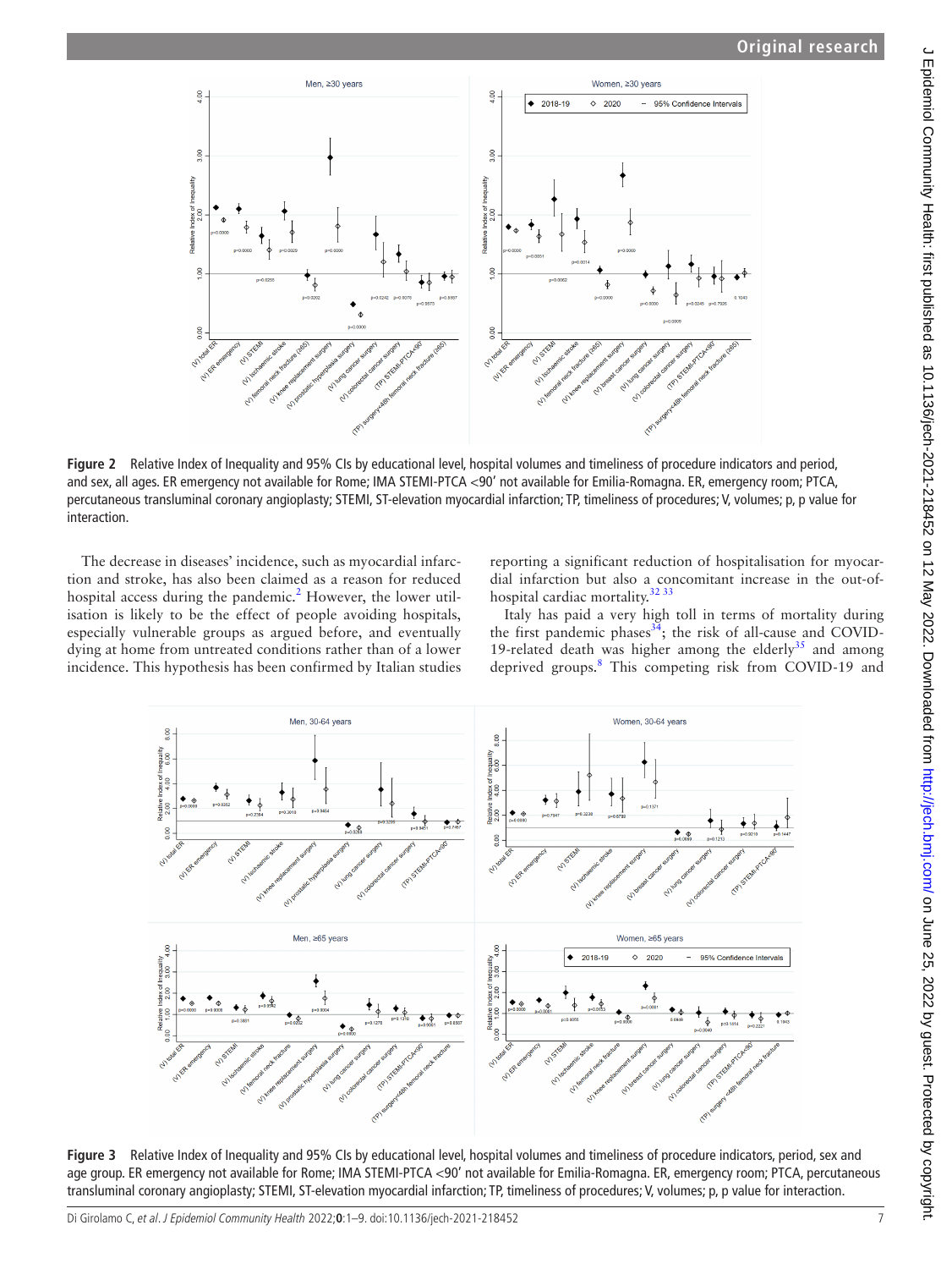Figure 2 Relative Index of Inequality and 95% CIs by educational level, hospital volumes and timeliness of procedure indicators and period, and sex, all ages. ER emergency not available for Rome; IMA STEMI-PTCA <90' not available for Emilia-Romagna. ER, emergency room; PTCA, percutaneous transluminal coronary angioplasty; STEMI, ST-elevation myocardial infarction; TP, timeliness of procedures; V, volumes; p, p value for interaction.

The decrease in diseases' incidence, such as myocardial infarction and stroke, has also been claimed as a reason for reduced hospital access during the pandemic.[2] However, the lower utilisation is likely to be the effect of people avoiding hospitals, especially vulnerable groups as argued before, and eventually dying at home from untreated conditions rather than of a lower incidence. This hypothesis has been confirmed by Italian studies reporting a significant reduction of hospitalisation for myocardial infarction but also a concomitant increase in the out-of-hospital cardiac mortality.[32 33]

Italy has paid a very high toll in terms of mortality during the first pandemic phases[34]; the risk of all-cause and COVID-19-related death was higher among the elderly[35] and among deprived groups.[8] This competing risk from COVID-19 and

Figure 3 Relative Index of Inequality and 95% CIs by educational level, hospital volumes and timeliness of procedure indicators, period, sex and age group. ER emergency not available for Rome; IMA STEMI-PTCA <90' not available for Emilia-Romagna. ER, emergency room; PTCA, percutaneous transluminal coronary angioplasty; STEMI, ST-elevation myocardial infarction; TP, timeliness of procedures; V, volumes; p, p value for interaction.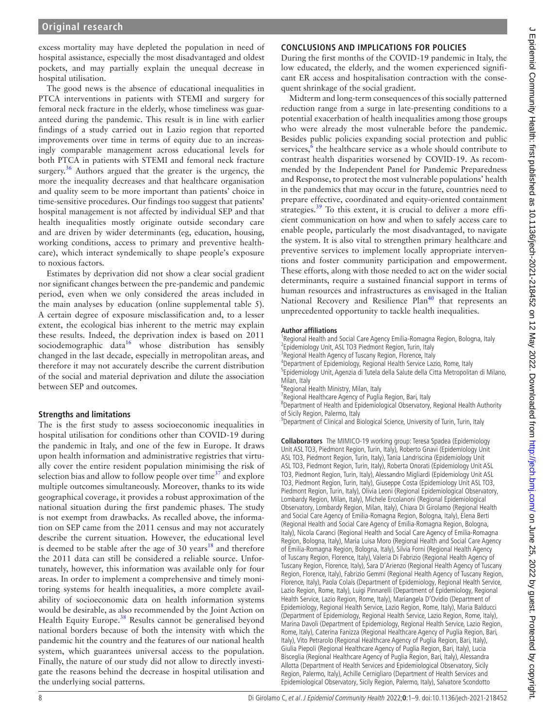excess mortality may have depleted the population in need of hospital assistance, especially the most disadvantaged and oldest pockets, and may partially explain the unequal decrease in hospital utilisation.

The good news is the absence of educational inequalities in PTCA interventions in patients with STEMI and surgery for femoral neck fracture in the elderly, whose timeliness was guaranteed during the pandemic. This result is in line with earlier findings of a study carried out in Lazio region that reported improvements over time in terms of equity due to an increasingly comparable management across educational levels for both PTCA in patients with STEMI and femoral neck fracture surgery.[36] Authors argued that the greater is the urgency, the more the inequality decreases and that healthcare organisation and quality seem to be more important than patients' choice in time-sensitive procedures. Our findings too suggest that patients' hospital management is not affected by individual SEP and that health inequalities mostly originate outside secondary care and are driven by wider determinants (eg, education, housing, working conditions, access to primary and preventive healthcare), which interact syndemically to shape people's exposure to noxious factors.

Estimates by deprivation did not show a clear social gradient nor significant changes between the pre-pandemic and pandemic period, even when we only considered the areas included in the main analyses by education (online supplemental table 5). A certain degree of exposure misclassification and, to a lesser extent, the ecological bias inherent to the metric may explain these results. Indeed, the deprivation index is based on 2011 sociodemographic data[16] whose distribution has sensibly changed in the last decade, especially in metropolitan areas, and therefore it may not accurately describe the current distribution of the social and material deprivation and dilute the association between SEP and outcomes.

### Strengths and limitations

The is the first study to assess socioeconomic inequalities in hospital utilisation for conditions other than COVID-19 during the pandemic in Italy, and one of the few in Europe. It draws upon health information and administrative registries that virtually cover the entire resident population minimising the risk of selection bias and allow to follow people over time[37] and explore multiple outcomes simultaneously. Moreover, thanks to its wide geographical coverage, it provides a robust approximation of the national situation during the first pandemic phases. The study is not exempt from drawbacks. As recalled above, the information on SEP came from the 2011 census and may not accurately describe the current situation. However, the educational level is deemed to be stable after the age of 30 years[18] and therefore the 2011 data can still be considered a reliable source. Unfortunately, however, this information was available only for four areas. In order to implement a comprehensive and timely monitoring systems for health inequalities, a more complete availability of socioeconomic data on health information systems would be desirable, as also recommended by the Joint Action on Health Equity Europe.[38] Results cannot be generalised beyond national borders because of both the intensity with which the pandemic hit the country and the features of our national health system, which guarantees universal access to the population. Finally, the nature of our study did not allow to directly investigate the reasons behind the decrease in hospital utilisation and the underlying social patterns.

## CONCLUSIONS AND IMPLICATIONS FOR POLICIES

During the first months of the COVID-19 pandemic in Italy, the low educated, the elderly, and the women experienced significant ER access and hospitalisation contraction with the consequent shrinkage of the social gradient.

Midterm and long-term consequences of this socially patterned reduction range from a surge in late-presenting conditions to a potential exacerbation of health inequalities among those groups who were already the most vulnerable before the pandemic. Besides public policies expanding social protection and public services,[6] the healthcare service as a whole should contribute to contrast health disparities worsened by COVID-19. As recommended by the Independent Panel for Pandemic Preparedness and Response, to protect the most vulnerable populations' health in the pandemics that may occur in the future, countries need to prepare effective, coordinated and equity-oriented containment strategies.[39] To this extent, it is crucial to deliver a more efficient communication on how and when to safely access care to enable people, particularly the most disadvantaged, to navigate the system. It is also vital to strengthen primary healthcare and preventive services to implement locally appropriate interventions and foster community participation and empowerment. These efforts, along with those needed to act on the wider social determinants, require a sustained financial support in terms of human resources and infrastructures as envisaged in the Italian National Recovery and Resilience Plan[40] that represents an unprecedented opportunity to tackle health inequalities.

**Author affiliations**
[1]Regional Health and Social Care Agency Emilia-Romagna Region, Bologna, Italy
[2]Epidemiology Unit, ASL TO3 Piedmont Region, Turin, Italy
[3]Regional Health Agency of Tuscany Region, Florence, Italy
[4]Department of Epidemiology, Regional Health Service Lazio, Rome, Italy
[5]Epidemiology Unit, Agenzia di Tutela della Salute della Citta Metropolitan di Milano, Milan, Italy
[6]Regional Health Ministry, Milan, Italy
[7]Regional Healthcare Agency of Puglia Region, Bari, Italy
[8]Department of Health and Epidemiological Observatory, Regional Health Authority of Sicily Region, Palermo, Italy
[9]Department of Clinical and Biological Science, University of Turin, Turin, Italy

**Collaborators** The MIMICO-19 working group: Teresa Spadea (Epidemiology Unit ASL TO3, Piedmont Region, Turin, Italy), Roberto Gnavi (Epidemiology Unit ASL TO3, Piedmont Region, Turin, Italy), Tania Landriscina (Epidemiology Unit ASL TO3, Piedmont Region, Turin, Italy), Roberta Onorati (Epidemiology Unit ASL TO3, Piedmont Region, Turin, Italy), Alessandro Migliardi (Epidemiology Unit ASL TO3, Piedmont Region, Turin, Italy), Giuseppe Costa (Epidemiology Unit ASL TO3, Piedmont Region, Turin, Italy), Olivia Leoni (Regional Epidemiological Observatory, Lombardy Region, Milan, Italy), Michele Ercolanoni (Regional Epidemiological Observatory, Lombardy Region, Milan, Italy), Chiara Di Girolamo (Regional Health and Social Care Agency of Emilia-Romagna Region, Bologna, Italy), Elena Berti (Regional Health and Social Care Agency of Emilia-Romagna Region, Bologna, Italy), Nicola Caranci (Regional Health and Social Care Agency of Emilia-Romagna Region, Bologna, Italy), Maria Luisa Moro (Regional Health and Social Care Agency of Emilia-Romagna Region, Bologna, Italy), Silvia Forni (Regional Health Agency of Tuscany Region, Florence, Italy), Valeria Di Fabrizio (Regional Health Agency of Tuscany Region, Florence, Italy), Sara D'Arienzo (Regional Health Agency of Tuscany Region, Florence, Italy), Fabrizio Gemmi (Regional Health Agency of Tuscany Region, Florence, Italy), Paola Colais (Department of Epidemiology, Regional Health Service, Lazio Region, Rome, Italy), Luigi Pinnarelli (Department of Epidemiology, Regional Health Service, Lazio Region, Rome, Italy), Mariangela D'Ovidio (Department of Epidemiology, Regional Health Service, Lazio Region, Rome, Italy), Maria Balducci (Department of Epidemiology, Regional Health Service, Lazio Region, Rome, Italy), Marina Davoli (Department of Epidemiology, Regional Health Service, Lazio Region, Rome, Italy), Caterina Fanizza (Regional Healthcare Agency of Puglia Region, Bari, Italy), Vito Petrarolo (Regional Healthcare Agency of Puglia Region, Bari, Italy), Giulia Piepoli (Regional Healthcare Agency of Puglia Region, Bari, Italy), Lucia Bisceglia (Regional Healthcare Agency of Puglia Region, Bari, Italy), Alessandra Allotta (Department of Health Services and Epidemiological Observatory, Sicily Region, Palermo, Italy), Achille Cernigliaro (Department of Health Services and Epidemiological Observatory, Sicily Region, Palermo, Italy), Salvatore Scondotto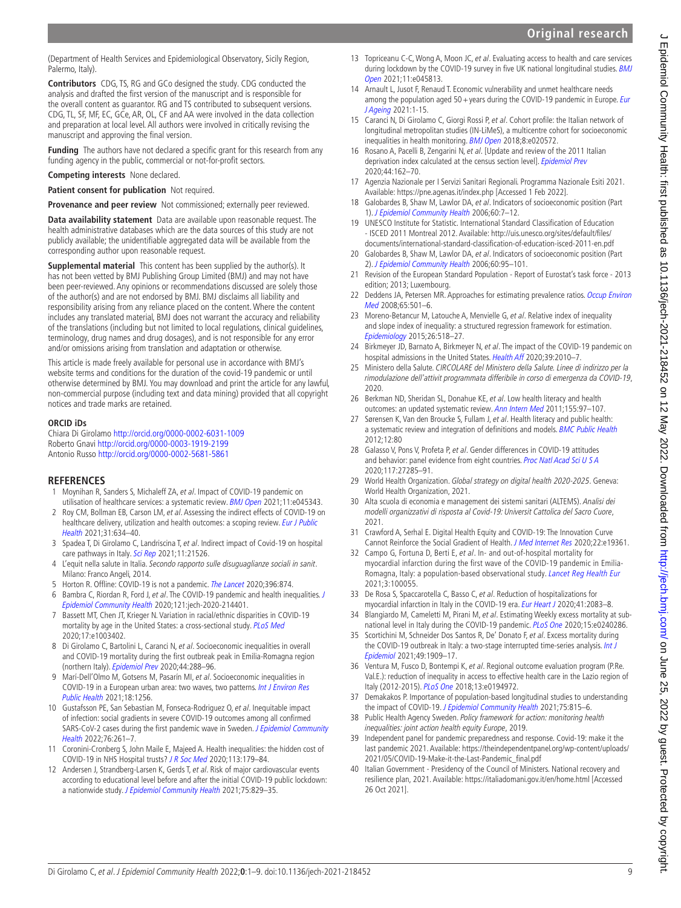(Department of Health Services and Epidemiological Observatory, Sicily Region, Palermo, Italy).

**Contributors** CDG, TS, RG and GCo designed the study. CDG conducted the analysis and drafted the first version of the manuscript and is responsible for the overall content as guarantor. RG and TS contributed to subsequent versions. CDG, TL, SF, MF, EC, GCe, AR, OL, CF and AA were involved in the data collection and preparation at local level. All authors were involved in critically revising the manuscript and approving the final version.

**Funding** The authors have not declared a specific grant for this research from any funding agency in the public, commercial or not-for-profit sectors.

**Competing interests** None declared.

**Patient consent for publication** Not required.

**Provenance and peer review** Not commissioned; externally peer reviewed.

**Data availability statement** Data are available upon reasonable request. The health administrative databases which are the data sources of this study are not publicly available; the unidentifiable aggregated data will be available from the corresponding author upon reasonable request.

**Supplemental material** This content has been supplied by the author(s). It has not been vetted by BMJ Publishing Group Limited (BMJ) and may not have been peer-reviewed. Any opinions or recommendations discussed are solely those of the author(s) and are not endorsed by BMJ. BMJ disclaims all liability and responsibility arising from any reliance placed on the content. Where the content includes any translated material, BMJ does not warrant the accuracy and reliability of the translations (including but not limited to local regulations, clinical guidelines, terminology, drug names and drug dosages), and is not responsible for any error and/or omissions arising from translation and adaptation or otherwise.

This article is made freely available for personal use in accordance with BMJ's website terms and conditions for the duration of the covid-19 pandemic or until otherwise determined by BMJ. You may download and print the article for any lawful, non-commercial purpose (including text and data mining) provided that all copyright notices and trade marks are retained.

### ORCID iDs

Chiara Di Girolamo http://orcid.org/0000-0002-6031-1009
Roberto Gnavi http://orcid.org/0000-0003-1919-2199
Antonio Russo http://orcid.org/0000-0002-5681-5861

## REFERENCES

1. Moynihan R, Sanders S, Michaleff ZA, *et al*. Impact of COVID-19 pandemic on utilisation of healthcare services: a systematic review. *BMJ Open* 2021;11:e045343.
2. Roy CM, Bollman EB, Carson LM, *et al*. Assessing the indirect effects of COVID-19 on healthcare delivery, utilization and health outcomes: a scoping review. *Eur J Public Health* 2021;31:634–40.
3. Spadea T, Di Girolamo C, Landriscina T, *et al*. Indirect impact of Covid-19 on hospital care pathways in Italy. *Sci Rep* 2021;11:21526.
4. L'equit nella salute in Italia. *Secondo rapporto sulle disuguaglianze sociali in sanit*. Milano: Franco Angeli, 2014.
5. Horton R. Offline: COVID-19 is not a pandemic. *The Lancet* 2020;396:874.
6. Bambra C, Riordan R, Ford J, *et al*. The COVID-19 pandemic and health inequalities. *J Epidemiol Community Health* 2020;121:jech-2020-214401.
7. Bassett MT, Chen JT, Krieger N. Variation in racial/ethnic disparities in COVID-19 mortality by age in the United States: a cross-sectional study. *PLoS Med* 2020;17:e1003402.
8. Di Girolamo C, Bartolini L, Caranci N, *et al*. Socioeconomic inequalities in overall and COVID-19 mortality during the first outbreak peak in Emilia-Romagna region (northern Italy). *Epidemiol Prev* 2020;44:288–96.
9. Marí-Dell'Olmo M, Gotsens M, Pasarín MI, *et al*. Socioeconomic inequalities in COVID-19 in a European urban area: two waves, two patterns. *Int J Environ Res Public Health* 2021;18:1256.
10. Gustafsson PE, San Sebastian M, Fonseca-Rodriguez O, *et al*. Inequitable impact of infection: social gradients in severe COVID-19 outcomes among all confirmed SARS-CoV-2 cases during the first pandemic wave in Sweden. *J Epidemiol Community Health* 2022;76:261–7.
11. Coronini-Cronberg S, John Maile E, Majeed A. Health inequalities: the hidden cost of COVID-19 in NHS Hospital trusts? *J R Soc Med* 2020;113:179–84.
12. Andersen J, Strandberg-Larsen K, Gerds T, *et al*. Risk of major cardiovascular events according to educational level before and after the initial COVID-19 public lockdown: a nationwide study. *J Epidemiol Community Health* 2021;75:829–35.
13. Topriceanu C-C, Wong A, Moon JC, *et al*. Evaluating access to health and care services during lockdown by the COVID-19 survey in five UK national longitudinal studies. *BMJ Open* 2021;11:e045813.
14. Arnault L, Jusot F, Renaud T. Economic vulnerability and unmet healthcare needs among the population aged 50 + years during the COVID-19 pandemic in Europe. *Eur J Ageing* 2021:1-15.
15. Caranci N, Di Girolamo C, Giorgi Rossi P, *et al*. Cohort profile: the Italian network of longitudinal metropolitan studies (IN-LiMeS), a multicentre cohort for socioeconomic inequalities in health monitoring. *BMJ Open* 2018;8:e020572.
16. Rosano A, Pacelli B, Zengarini N, *et al*. [Update and review of the 2011 Italian deprivation index calculated at the census section level]. *Epidemiol Prev* 2020;44:162–70.
17. Agenzia Nazionale per I Servizi Sanitari Regionali. Programma Nazionale Esiti 2021. Available: https://pne.agenas.it/index.php [Accessed 1 Feb 2022].
18. Galobardes B, Shaw M, Lawlor DA, *et al*. Indicators of socioeconomic position (Part 1). *J Epidemiol Community Health* 2006;60:7–12.
19. UNESCO Institute for Statistic. International Standard Classification of Education - ISCED 2011 Montreal 2012. Available: http://uis.unesco.org/sites/default/files/documents/international-standard-classification-of-education-isced-2011-en.pdf
20. Galobardes B, Shaw M, Lawlor DA, *et al*. Indicators of socioeconomic position (Part 2). *J Epidemiol Community Health* 2006;60:95–101.
21. Revision of the European Standard Population - Report of Eurostat's task force - 2013 edition; 2013; Luxembourg.
22. Deddens JA, Petersen MR. Approaches for estimating prevalence ratios. *Occup Environ Med* 2008;65:501–6.
23. Moreno-Betancur M, Latouche A, Menvielle G, *et al*. Relative index of inequality and slope index of inequality: a structured regression framework for estimation. *Epidemiology* 2015;26:518–27.
24. Birkmeyer JD, Barnato A, Birkmeyer N, *et al*. The impact of the COVID-19 pandemic on hospital admissions in the United States. *Health Aff* 2020;39:2010–7.
25. Ministero della Salute. *CIRCOLARE del Ministero della Salute. Linee di indirizzo per la rimodulazione dell'attivit programmata differibile in corso di emergenza da COVID-19*, 2020.
26. Berkman ND, Sheridan SL, Donahue KE, *et al*. Low health literacy and health outcomes: an updated systematic review. *Ann Intern Med* 2011;155:97–107.
27. Sørensen K, Van den Broucke S, Fullam J, *et al*. Health literacy and public health: a systematic review and integration of definitions and models. *BMC Public Health* 2012;12:80
28. Galasso V, Pons V, Profeta P, *et al*. Gender differences in COVID-19 attitudes and behavior: panel evidence from eight countries. *Proc Natl Acad Sci U S A* 2020;117:27285–91.
29. World Health Organization. *Global strategy on digital health 2020-2025*. Geneva: World Health Organization, 2021.
30. Alta scuola di economia e management dei sistemi sanitari (ALTEMS). *Analisi dei modelli organizzativi di risposta al Covid-19: Universit Cattolica del Sacro Cuore*, 2021.
31. Crawford A, Serhal E. Digital Health Equity and COVID-19: The Innovation Curve Cannot Reinforce the Social Gradient of Health. *J Med Internet Res* 2020;22:e19361.
32. Campo G, Fortuna D, Berti E, *et al*. In- and out-of-hospital mortality for myocardial infarction during the first wave of the COVID-19 pandemic in Emilia-Romagna, Italy: a population-based observational study. *Lancet Reg Health Eur* 2021;3:100055.
33. De Rosa S, Spaccarotella C, Basso C, *et al*. Reduction of hospitalizations for myocardial infarction in Italy in the COVID-19 era. *Eur Heart J* 2020;41:2083–8.
34. Blangiardo M, Cameletti M, Pirani M, *et al*. Estimating Weekly excess mortality at sub-national level in Italy during the COVID-19 pandemic. *PLoS One* 2020;15:e0240286.
35. Scortichini M, Schneider Dos Santos R, De' Donato F, *et al*. Excess mortality during the COVID-19 outbreak in Italy: a two-stage interrupted time-series analysis. *Int J Epidemiol* 2021;49:1909–17.
36. Ventura M, Fusco D, Bontempi K, *et al*. Regional outcome evaluation program (P.Re. Val.E.): reduction of inequality in access to effective health care in the Lazio region of Italy (2012-2015). *PLoS One* 2018;13:e0194972.
37. Demakakos P. Importance of population-based longitudinal studies to understanding the impact of COVID-19. *J Epidemiol Community Health* 2021;75:815–6.
38. Public Health Agency Sweden. *Policy framework for action: monitoring health inequalities: joint action health equity Europe*, 2019.
39. Independent panel for pandemic preparedness and response. Covid-19: make it the last pandemic 2021. Available: https://theindependentpanel.org/wp-content/uploads/2021/05/COVID-19-Make-it-the-Last-Pandemic_final.pdf
40. Italian Government - Presidency of the Council of Ministers. National recovery and resilience plan, 2021. Available: https://italiadomani.gov.it/en/home.html [Accessed 26 Oct 2021].